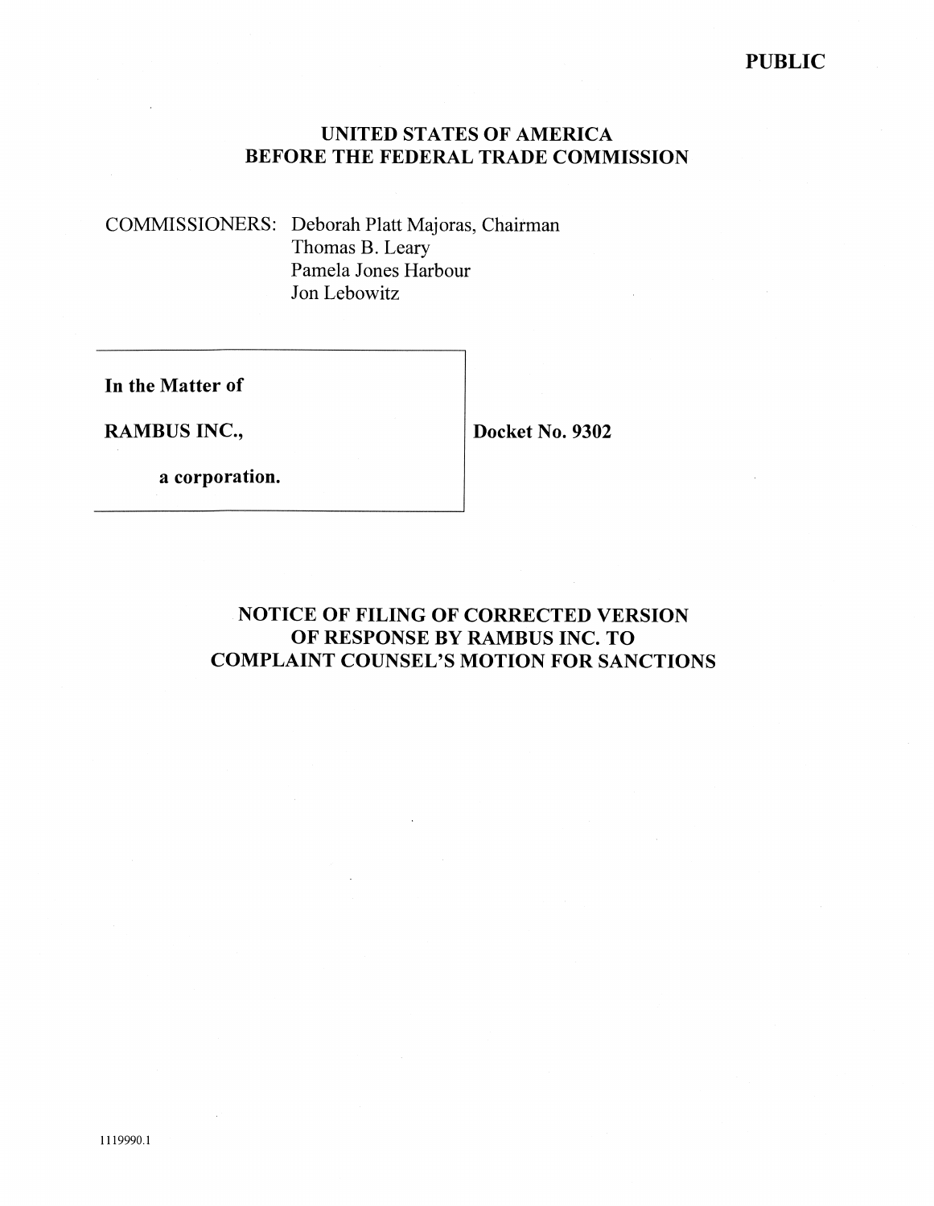**PUBLIC**

**UNITED STATES OF AMERICA**
**BEFORE THE FEDERAL TRADE COMMISSION**

COMMISSIONERS: Deborah Platt Majoras, Chairman
Thomas B. Leary
Pamela Jones Harbour
Jon Lebowitz

| | |
|---|---|
| **In the Matter of**<br><br>**RAMBUS INC.,**<br><br>**a corporation.** | **Docket No. 9302** |

**NOTICE OF FILING OF CORRECTED VERSION OF RESPONSE BY RAMBUS INC. TO COMPLAINT COUNSEL'S MOTION FOR SANCTIONS**

1119990.1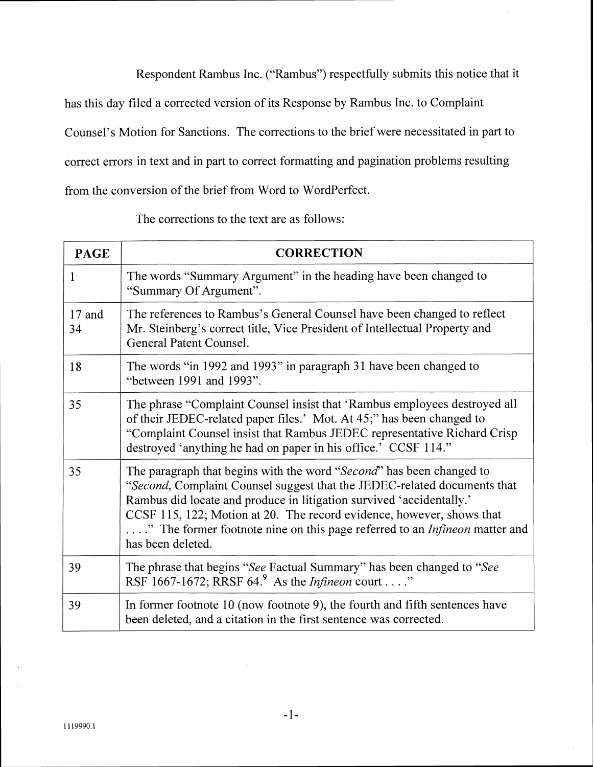Respondent Rambus Inc. ("Rambus") respectfully submits this notice that it has this day filed a corrected version of its Response by Rambus Inc. to Complaint Counsel's Motion for Sanctions. The corrections to the brief were necessitated in part to correct errors in text and in part to correct formatting and pagination problems resulting from the conversion of the brief from Word to WordPerfect.

The corrections to the text are as follows:

| PAGE | CORRECTION |
|---|---|
| 1 | The words "Summary Argument" in the heading have been changed to "Summary Of Argument". |
| 17 and 34 | The references to Rambus's General Counsel have been changed to reflect Mr. Steinberg's correct title, Vice President of Intellectual Property and General Patent Counsel. |
| 18 | The words "in 1992 and 1993" in paragraph 31 have been changed to "between 1991 and 1993". |
| 35 | The phrase "Complaint Counsel insist that 'Rambus employees destroyed all of their JEDEC-related paper files.' Mot. At 45;" has been changed to "Complaint Counsel insist that Rambus JEDEC representative Richard Crisp destroyed 'anything he had on paper in his office.' CCSF 114." |
| 35 | The paragraph that begins with the word "*Second*" has been changed to "*Second*, Complaint Counsel suggest that the JEDEC-related documents that Rambus did locate and produce in litigation survived 'accidentally.' CCSF 115, 122; Motion at 20. The record evidence, however, shows that . . . ." The former footnote nine on this page referred to an *Infineon* matter and has been deleted. |
| 39 | The phrase that begins "*See* Factual Summary" has been changed to "*See* RSF 1667-1672; RRSF 64.[9] As the *Infineon* court . . . ." |
| 39 | In former footnote 10 (now footnote 9), the fourth and fifth sentences have been deleted, and a citation in the first sentence was corrected. |

1119990.1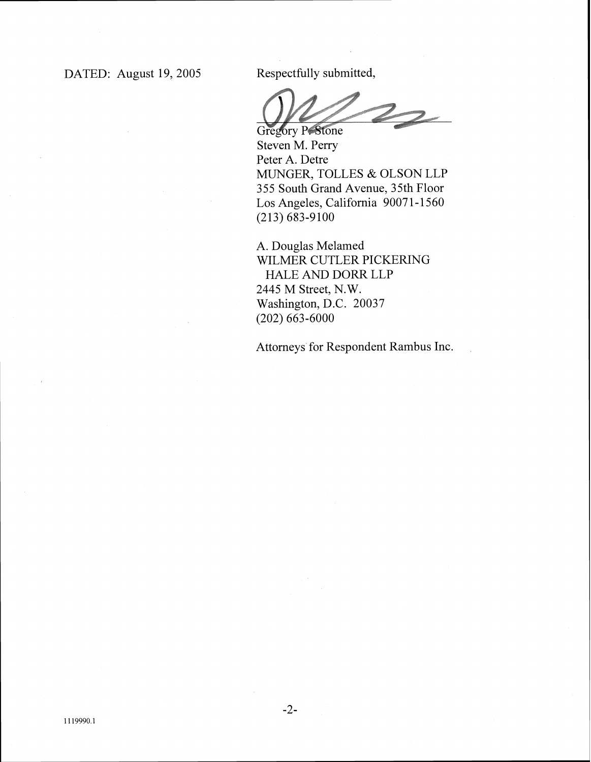DATED: August 19, 2005

Respectfully submitted,

Gregory P. Stone
Steven M. Perry
Peter A. Detre
MUNGER, TOLLES & OLSON LLP
355 South Grand Avenue, 35th Floor
Los Angeles, California 90071-1560
(213) 683-9100

A. Douglas Melamed
WILMER CUTLER PICKERING
HALE AND DORR LLP
2445 M Street, N.W.
Washington, D.C. 20037
(202) 663-6000

Attorneys for Respondent Rambus Inc.

1119990.1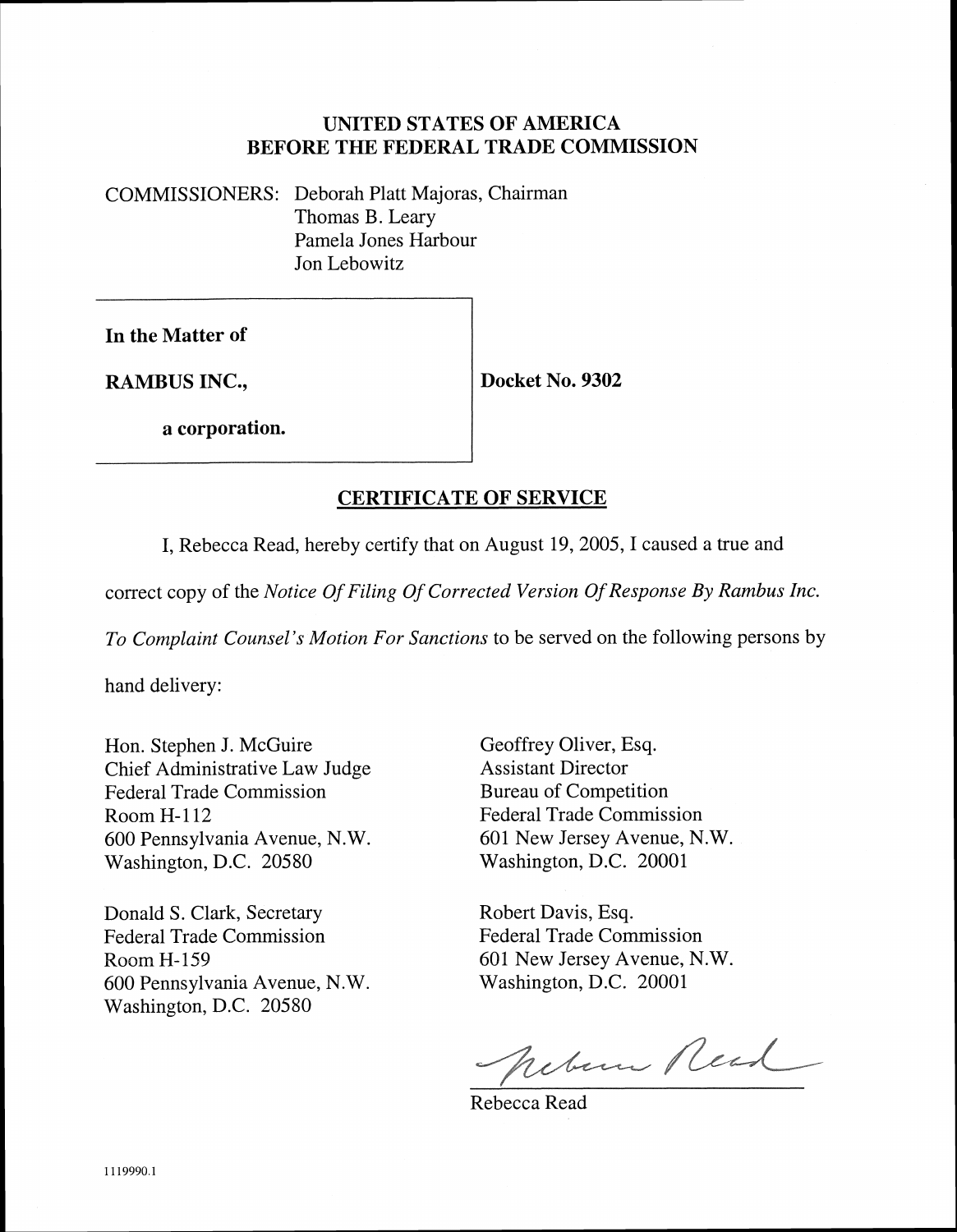**UNITED STATES OF AMERICA**
**BEFORE THE FEDERAL TRADE COMMISSION**

COMMISSIONERS: Deborah Platt Majoras, Chairman
Thomas B. Leary
Pamela Jones Harbour
Jon Lebowitz

**In the Matter of**

**RAMBUS INC.,**

**a corporation.**

**Docket No. 9302**

## CERTIFICATE OF SERVICE

I, Rebecca Read, hereby certify that on August 19, 2005, I caused a true and correct copy of the *Notice Of Filing Of Corrected Version Of Response By Rambus Inc. To Complaint Counsel's Motion For Sanctions* to be served on the following persons by hand delivery:

Hon. Stephen J. McGuire
Chief Administrative Law Judge
Federal Trade Commission
Room H-112
600 Pennsylvania Avenue, N.W.
Washington, D.C. 20580

Donald S. Clark, Secretary
Federal Trade Commission
Room H-159
600 Pennsylvania Avenue, N.W.
Washington, D.C. 20580

Geoffrey Oliver, Esq.
Assistant Director
Bureau of Competition
Federal Trade Commission
601 New Jersey Avenue, N.W.
Washington, D.C. 20001

Robert Davis, Esq.
Federal Trade Commission
601 New Jersey Avenue, N.W.
Washington, D.C. 20001

Rebecca Read

1119990.1